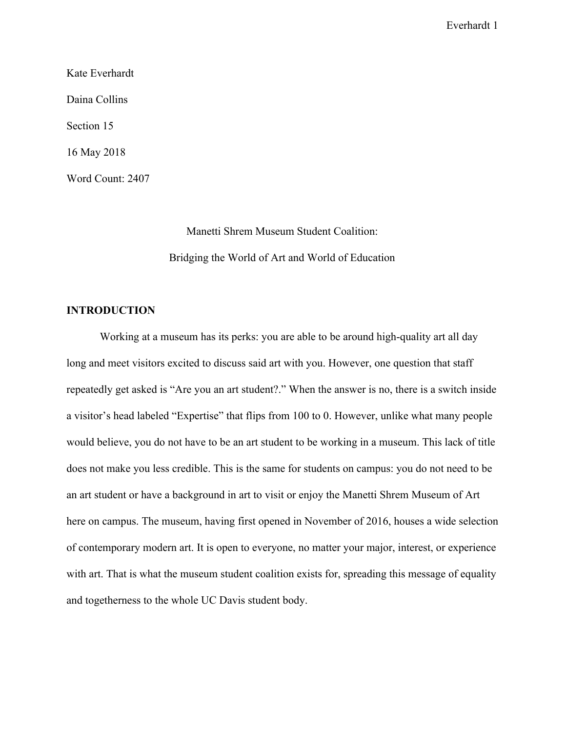Kate Everhardt

Daina Collins

Section 15

16 May 2018

Word Count: 2407

# Manetti Shrem Museum Student Coalition:
# Bridging the World of Art and World of Education

## INTRODUCTION

Working at a museum has its perks: you are able to be around high-quality art all day long and meet visitors excited to discuss said art with you. However, one question that staff repeatedly get asked is "Are you an art student?." When the answer is no, there is a switch inside a visitor's head labeled "Expertise" that flips from 100 to 0. However, unlike what many people would believe, you do not have to be an art student to be working in a museum. This lack of title does not make you less credible. This is the same for students on campus: you do not need to be an art student or have a background in art to visit or enjoy the Manetti Shrem Museum of Art here on campus. The museum, having first opened in November of 2016, houses a wide selection of contemporary modern art. It is open to everyone, no matter your major, interest, or experience with art. That is what the museum student coalition exists for, spreading this message of equality and togetherness to the whole UC Davis student body.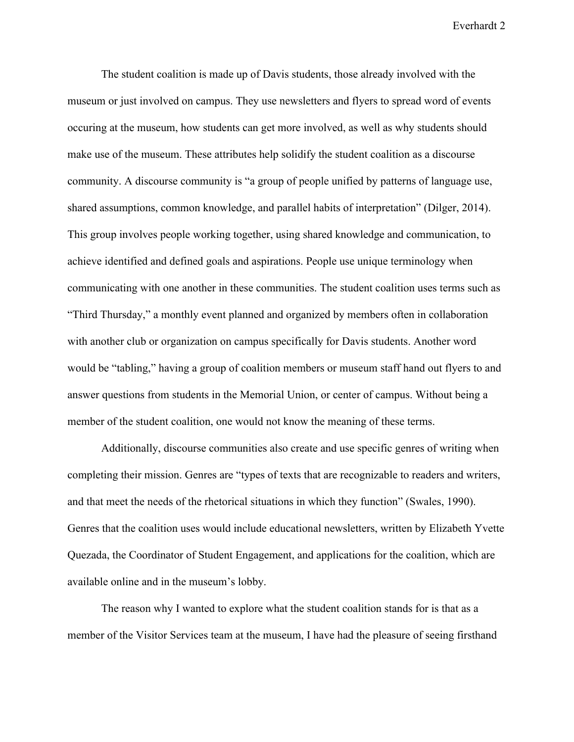The student coalition is made up of Davis students, those already involved with the museum or just involved on campus. They use newsletters and flyers to spread word of events occuring at the museum, how students can get more involved, as well as why students should make use of the museum. These attributes help solidify the student coalition as a discourse community. A discourse community is "a group of people unified by patterns of language use, shared assumptions, common knowledge, and parallel habits of interpretation" (Dilger, 2014). This group involves people working together, using shared knowledge and communication, to achieve identified and defined goals and aspirations. People use unique terminology when communicating with one another in these communities. The student coalition uses terms such as "Third Thursday," a monthly event planned and organized by members often in collaboration with another club or organization on campus specifically for Davis students. Another word would be "tabling," having a group of coalition members or museum staff hand out flyers to and answer questions from students in the Memorial Union, or center of campus. Without being a member of the student coalition, one would not know the meaning of these terms.

Additionally, discourse communities also create and use specific genres of writing when completing their mission. Genres are "types of texts that are recognizable to readers and writers, and that meet the needs of the rhetorical situations in which they function" (Swales, 1990). Genres that the coalition uses would include educational newsletters, written by Elizabeth Yvette Quezada, the Coordinator of Student Engagement, and applications for the coalition, which are available online and in the museum's lobby.

The reason why I wanted to explore what the student coalition stands for is that as a member of the Visitor Services team at the museum, I have had the pleasure of seeing firsthand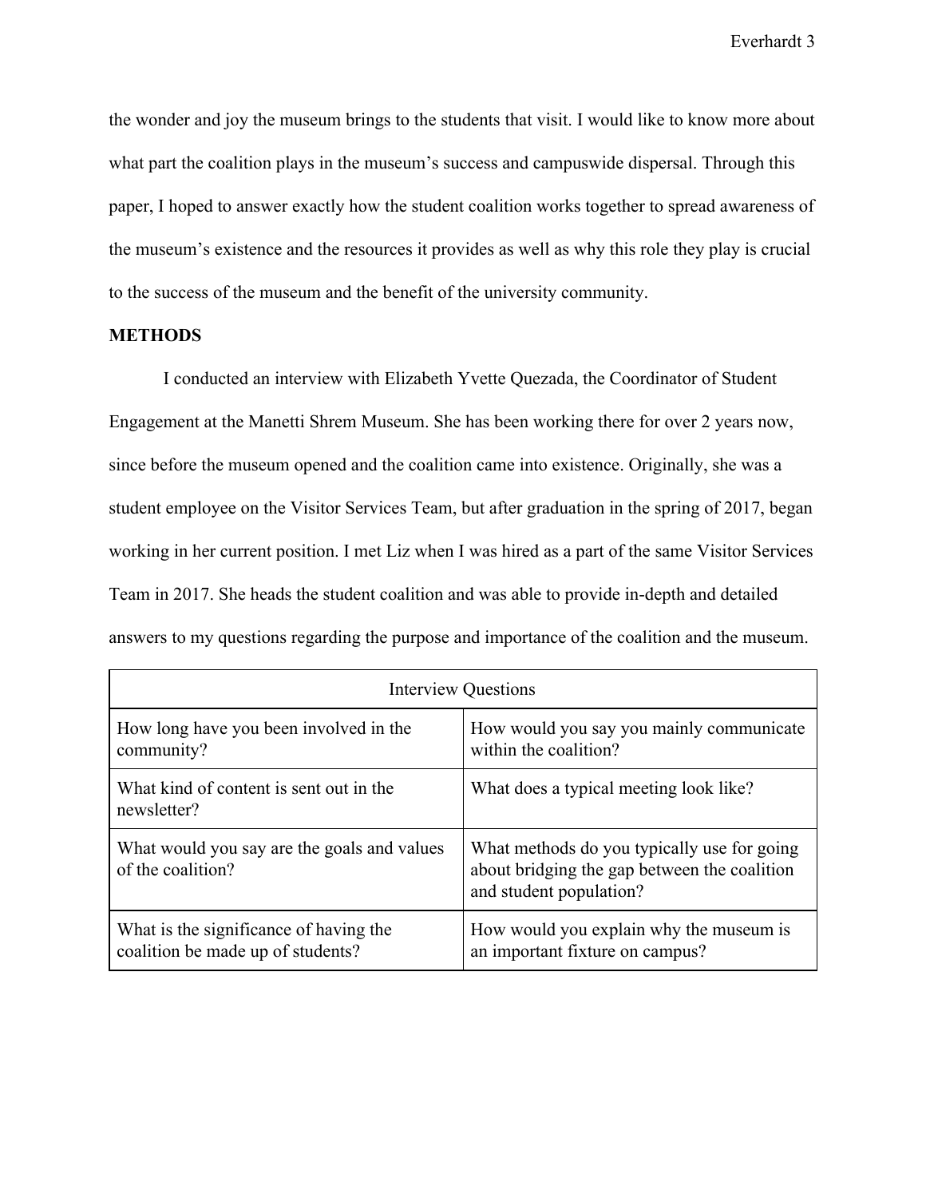the wonder and joy the museum brings to the students that visit. I would like to know more about what part the coalition plays in the museum's success and campuswide dispersal. Through this paper, I hoped to answer exactly how the student coalition works together to spread awareness of the museum's existence and the resources it provides as well as why this role they play is crucial to the success of the museum and the benefit of the university community.

**METHODS**

I conducted an interview with Elizabeth Yvette Quezada, the Coordinator of Student Engagement at the Manetti Shrem Museum. She has been working there for over 2 years now, since before the museum opened and the coalition came into existence. Originally, she was a student employee on the Visitor Services Team, but after graduation in the spring of 2017, began working in her current position. I met Liz when I was hired as a part of the same Visitor Services Team in 2017. She heads the student coalition and was able to provide in-depth and detailed answers to my questions regarding the purpose and importance of the coalition and the museum.

| Interview Questions | |
|---|---|
| How long have you been involved in the community? | How would you say you mainly communicate within the coalition? |
| What kind of content is sent out in the newsletter? | What does a typical meeting look like? |
| What would you say are the goals and values of the coalition? | What methods do you typically use for going about bridging the gap between the coalition and student population? |
| What is the significance of having the coalition be made up of students? | How would you explain why the museum is an important fixture on campus? |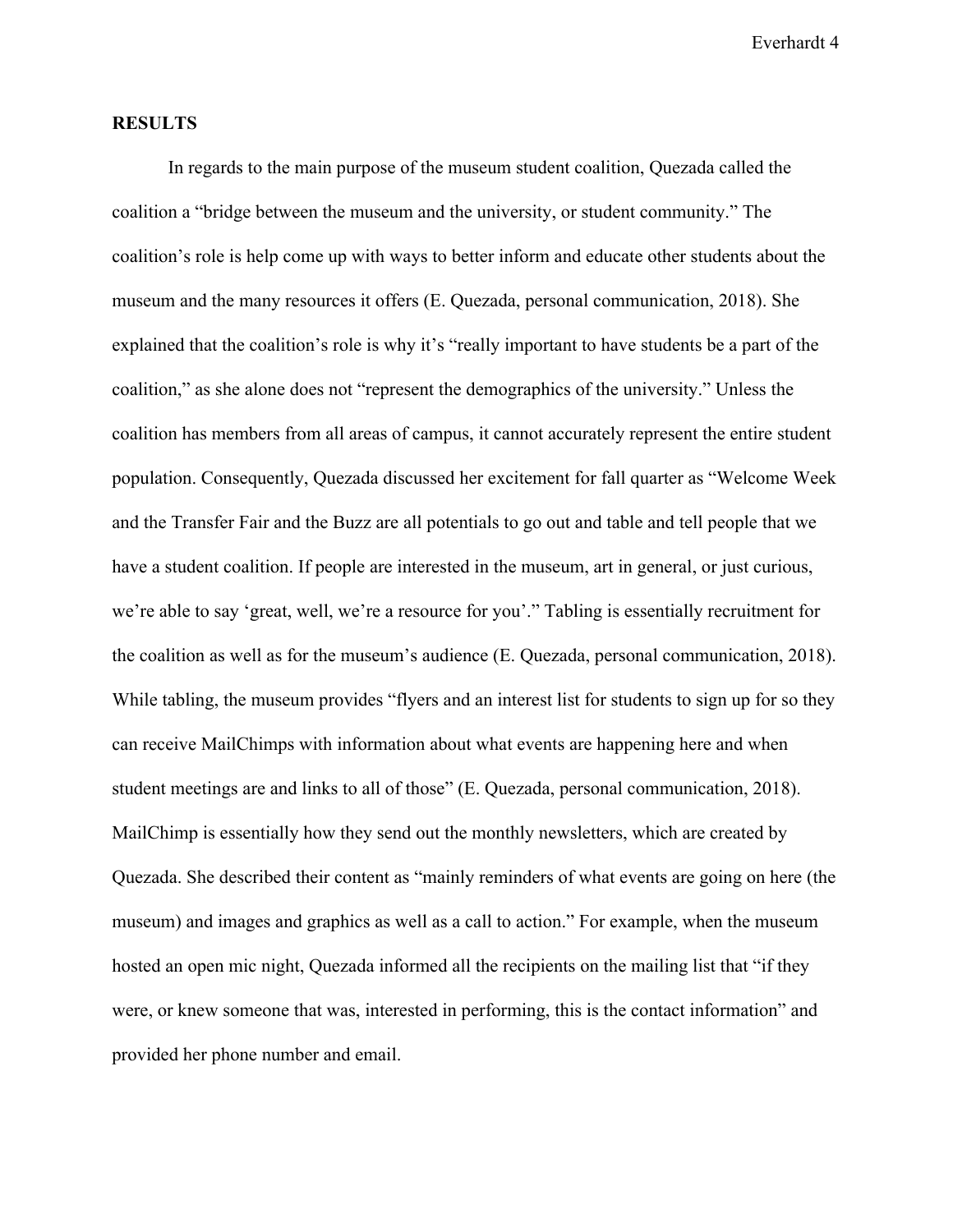**RESULTS**

In regards to the main purpose of the museum student coalition, Quezada called the coalition a "bridge between the museum and the university, or student community." The coalition's role is help come up with ways to better inform and educate other students about the museum and the many resources it offers (E. Quezada, personal communication, 2018). She explained that the coalition's role is why it's "really important to have students be a part of the coalition," as she alone does not "represent the demographics of the university." Unless the coalition has members from all areas of campus, it cannot accurately represent the entire student population. Consequently, Quezada discussed her excitement for fall quarter as "Welcome Week and the Transfer Fair and the Buzz are all potentials to go out and table and tell people that we have a student coalition. If people are interested in the museum, art in general, or just curious, we're able to say 'great, well, we're a resource for you'." Tabling is essentially recruitment for the coalition as well as for the museum's audience (E. Quezada, personal communication, 2018). While tabling, the museum provides "flyers and an interest list for students to sign up for so they can receive MailChimps with information about what events are happening here and when student meetings are and links to all of those" (E. Quezada, personal communication, 2018). MailChimp is essentially how they send out the monthly newsletters, which are created by Quezada. She described their content as "mainly reminders of what events are going on here (the museum) and images and graphics as well as a call to action." For example, when the museum hosted an open mic night, Quezada informed all the recipients on the mailing list that "if they were, or knew someone that was, interested in performing, this is the contact information" and provided her phone number and email.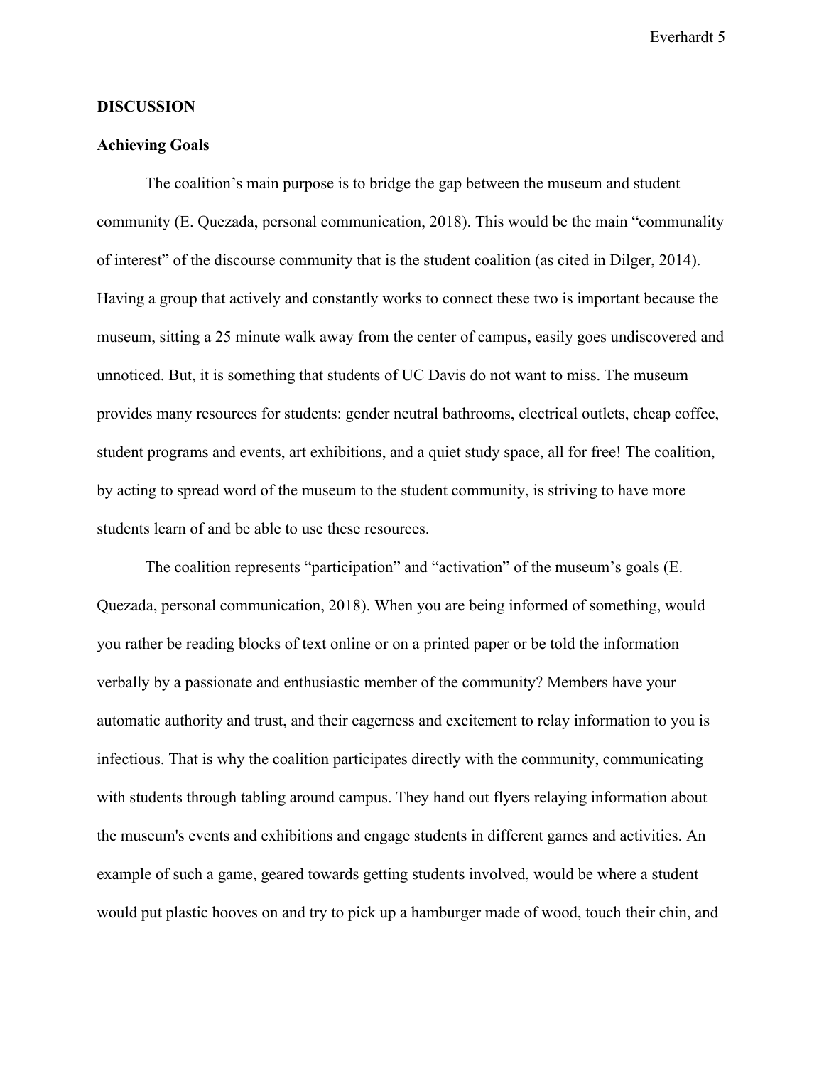## DISCUSSION

### Achieving Goals

The coalition's main purpose is to bridge the gap between the museum and student community (E. Quezada, personal communication, 2018). This would be the main "communality of interest" of the discourse community that is the student coalition (as cited in Dilger, 2014). Having a group that actively and constantly works to connect these two is important because the museum, sitting a 25 minute walk away from the center of campus, easily goes undiscovered and unnoticed. But, it is something that students of UC Davis do not want to miss. The museum provides many resources for students: gender neutral bathrooms, electrical outlets, cheap coffee, student programs and events, art exhibitions, and a quiet study space, all for free! The coalition, by acting to spread word of the museum to the student community, is striving to have more students learn of and be able to use these resources.

The coalition represents "participation" and "activation" of the museum's goals (E. Quezada, personal communication, 2018). When you are being informed of something, would you rather be reading blocks of text online or on a printed paper or be told the information verbally by a passionate and enthusiastic member of the community? Members have your automatic authority and trust, and their eagerness and excitement to relay information to you is infectious. That is why the coalition participates directly with the community, communicating with students through tabling around campus. They hand out flyers relaying information about the museum's events and exhibitions and engage students in different games and activities. An example of such a game, geared towards getting students involved, would be where a student would put plastic hooves on and try to pick up a hamburger made of wood, touch their chin, and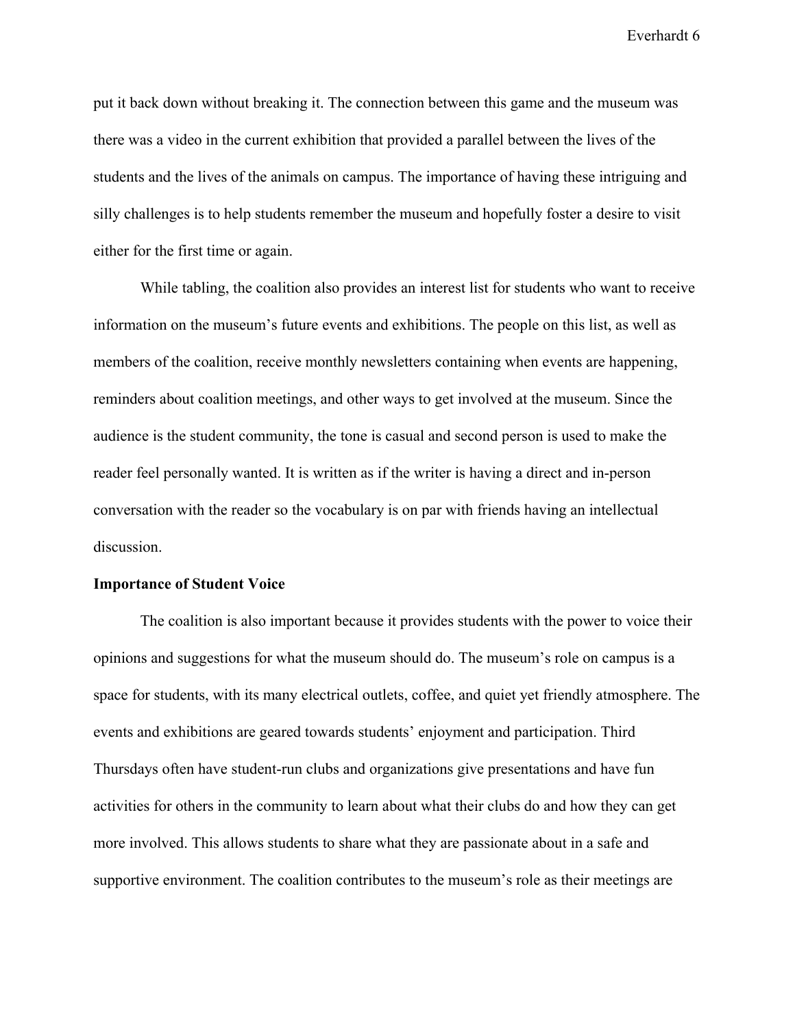put it back down without breaking it. The connection between this game and the museum was there was a video in the current exhibition that provided a parallel between the lives of the students and the lives of the animals on campus. The importance of having these intriguing and silly challenges is to help students remember the museum and hopefully foster a desire to visit either for the first time or again.

While tabling, the coalition also provides an interest list for students who want to receive information on the museum's future events and exhibitions. The people on this list, as well as members of the coalition, receive monthly newsletters containing when events are happening, reminders about coalition meetings, and other ways to get involved at the museum. Since the audience is the student community, the tone is casual and second person is used to make the reader feel personally wanted. It is written as if the writer is having a direct and in-person conversation with the reader so the vocabulary is on par with friends having an intellectual discussion.

**Importance of Student Voice**

The coalition is also important because it provides students with the power to voice their opinions and suggestions for what the museum should do. The museum's role on campus is a space for students, with its many electrical outlets, coffee, and quiet yet friendly atmosphere. The events and exhibitions are geared towards students' enjoyment and participation. Third Thursdays often have student-run clubs and organizations give presentations and have fun activities for others in the community to learn about what their clubs do and how they can get more involved. This allows students to share what they are passionate about in a safe and supportive environment. The coalition contributes to the museum's role as their meetings are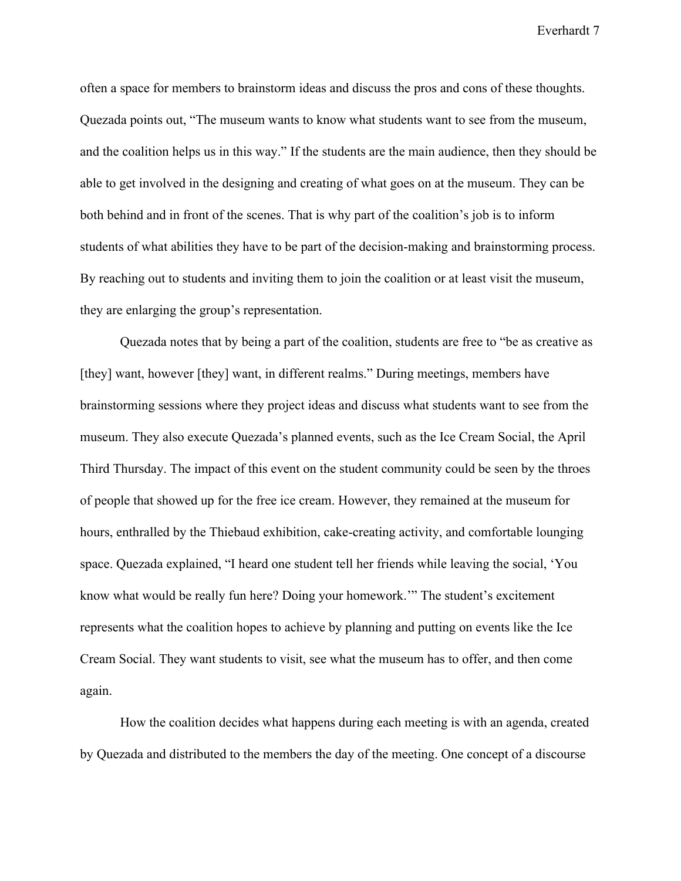often a space for members to brainstorm ideas and discuss the pros and cons of these thoughts. Quezada points out, "The museum wants to know what students want to see from the museum, and the coalition helps us in this way." If the students are the main audience, then they should be able to get involved in the designing and creating of what goes on at the museum. They can be both behind and in front of the scenes. That is why part of the coalition's job is to inform students of what abilities they have to be part of the decision-making and brainstorming process. By reaching out to students and inviting them to join the coalition or at least visit the museum, they are enlarging the group's representation.

Quezada notes that by being a part of the coalition, students are free to "be as creative as [they] want, however [they] want, in different realms." During meetings, members have brainstorming sessions where they project ideas and discuss what students want to see from the museum. They also execute Quezada's planned events, such as the Ice Cream Social, the April Third Thursday. The impact of this event on the student community could be seen by the throes of people that showed up for the free ice cream. However, they remained at the museum for hours, enthralled by the Thiebaud exhibition, cake-creating activity, and comfortable lounging space. Quezada explained, "I heard one student tell her friends while leaving the social, 'You know what would be really fun here? Doing your homework.'" The student's excitement represents what the coalition hopes to achieve by planning and putting on events like the Ice Cream Social. They want students to visit, see what the museum has to offer, and then come again.

How the coalition decides what happens during each meeting is with an agenda, created by Quezada and distributed to the members the day of the meeting. One concept of a discourse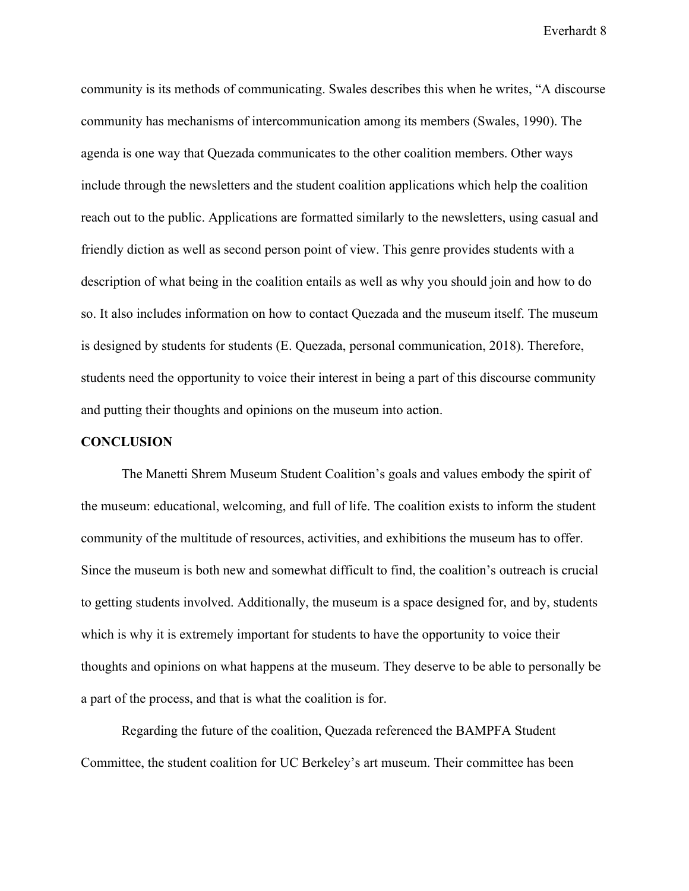community is its methods of communicating. Swales describes this when he writes, "A discourse community has mechanisms of intercommunication among its members (Swales, 1990). The agenda is one way that Quezada communicates to the other coalition members. Other ways include through the newsletters and the student coalition applications which help the coalition reach out to the public. Applications are formatted similarly to the newsletters, using casual and friendly diction as well as second person point of view. This genre provides students with a description of what being in the coalition entails as well as why you should join and how to do so. It also includes information on how to contact Quezada and the museum itself. The museum is designed by students for students (E. Quezada, personal communication, 2018). Therefore, students need the opportunity to voice their interest in being a part of this discourse community and putting their thoughts and opinions on the museum into action.

## CONCLUSION

The Manetti Shrem Museum Student Coalition's goals and values embody the spirit of the museum: educational, welcoming, and full of life. The coalition exists to inform the student community of the multitude of resources, activities, and exhibitions the museum has to offer. Since the museum is both new and somewhat difficult to find, the coalition's outreach is crucial to getting students involved. Additionally, the museum is a space designed for, and by, students which is why it is extremely important for students to have the opportunity to voice their thoughts and opinions on what happens at the museum. They deserve to be able to personally be a part of the process, and that is what the coalition is for.

Regarding the future of the coalition, Quezada referenced the BAMPFA Student Committee, the student coalition for UC Berkeley's art museum. Their committee has been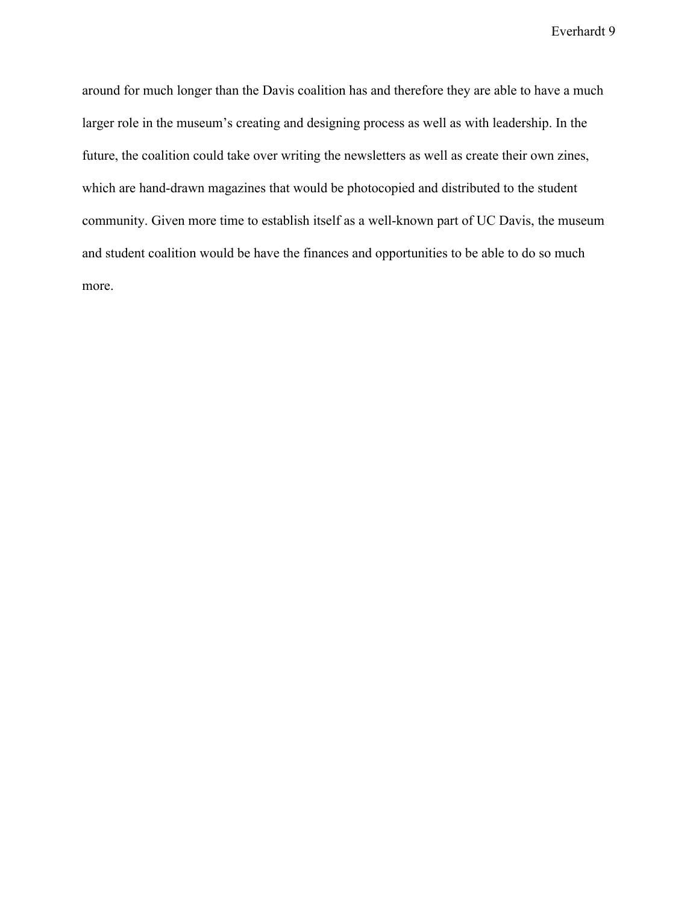around for much longer than the Davis coalition has and therefore they are able to have a much larger role in the museum's creating and designing process as well as with leadership. In the future, the coalition could take over writing the newsletters as well as create their own zines, which are hand-drawn magazines that would be photocopied and distributed to the student community. Given more time to establish itself as a well-known part of UC Davis, the museum and student coalition would be have the finances and opportunities to be able to do so much more.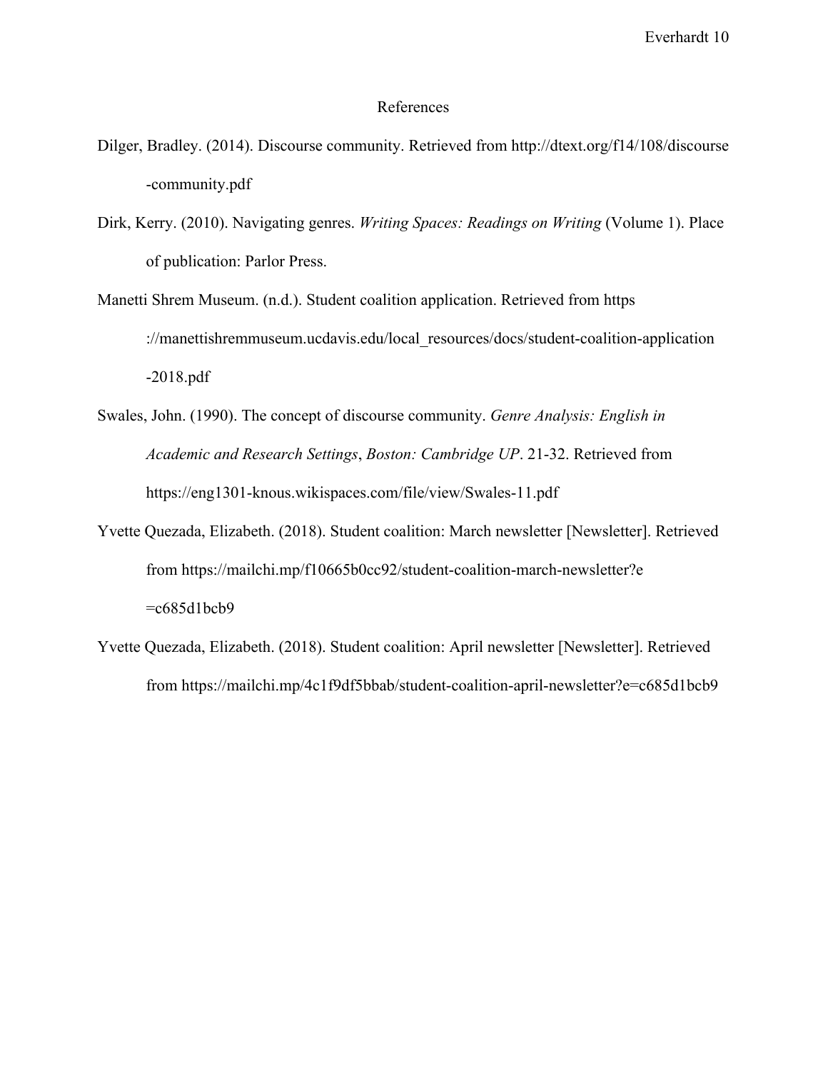# References

Dilger, Bradley. (2014). Discourse community. Retrieved from http://dtext.org/f14/108/discourse-community.pdf

Dirk, Kerry. (2010). Navigating genres. *Writing Spaces: Readings on Writing* (Volume 1). Place of publication: Parlor Press.

Manetti Shrem Museum. (n.d.). Student coalition application. Retrieved from https://manettishremmuseum.ucdavis.edu/local_resources/docs/student-coalition-application-2018.pdf

Swales, John. (1990). The concept of discourse community. *Genre Analysis: English in Academic and Research Settings*, *Boston: Cambridge UP*. 21-32. Retrieved from https://eng1301-knous.wikispaces.com/file/view/Swales-11.pdf

Yvette Quezada, Elizabeth. (2018). Student coalition: March newsletter [Newsletter]. Retrieved from https://mailchi.mp/f10665b0cc92/student-coalition-march-newsletter?e=c685d1bcb9

Yvette Quezada, Elizabeth. (2018). Student coalition: April newsletter [Newsletter]. Retrieved from https://mailchi.mp/4c1f9df5bbab/student-coalition-april-newsletter?e=c685d1bcb9